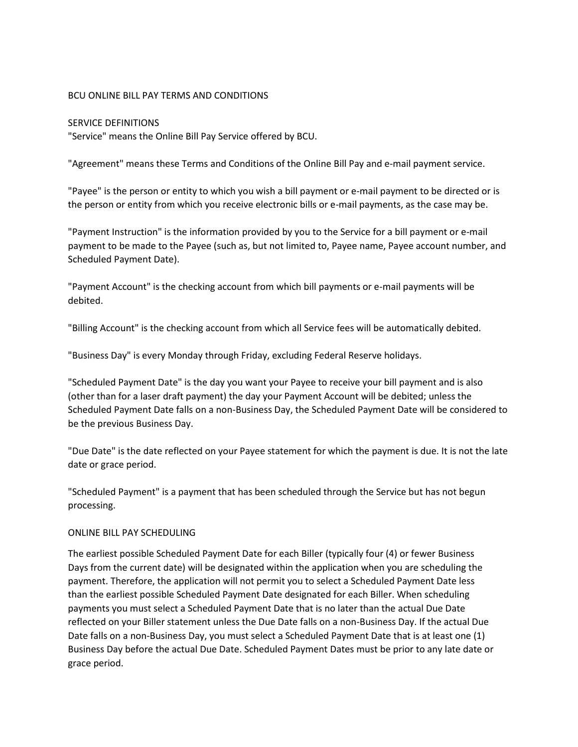# BCU ONLINE BILL PAY TERMS AND CONDITIONS

## SERVICE DEFINITIONS

"Service" means the Online Bill Pay Service offered by BCU.

"Agreement" means these Terms and Conditions of the Online Bill Pay and e-mail payment service.

"Payee" is the person or entity to which you wish a bill payment or e-mail payment to be directed or is the person or entity from which you receive electronic bills or e-mail payments, as the case may be.

"Payment Instruction" is the information provided by you to the Service for a bill payment or e-mail payment to be made to the Payee (such as, but not limited to, Payee name, Payee account number, and Scheduled Payment Date).

"Payment Account" is the checking account from which bill payments or e-mail payments will be debited.

"Billing Account" is the checking account from which all Service fees will be automatically debited.

"Business Day" is every Monday through Friday, excluding Federal Reserve holidays.

"Scheduled Payment Date" is the day you want your Payee to receive your bill payment and is also (other than for a laser draft payment) the day your Payment Account will be debited; unless the Scheduled Payment Date falls on a non-Business Day, the Scheduled Payment Date will be considered to be the previous Business Day.

"Due Date" is the date reflected on your Payee statement for which the payment is due. It is not the late date or grace period.

"Scheduled Payment" is a payment that has been scheduled through the Service but has not begun processing.

## ONLINE BILL PAY SCHEDULING

The earliest possible Scheduled Payment Date for each Biller (typically four (4) or fewer Business Days from the current date) will be designated within the application when you are scheduling the payment. Therefore, the application will not permit you to select a Scheduled Payment Date less than the earliest possible Scheduled Payment Date designated for each Biller. When scheduling payments you must select a Scheduled Payment Date that is no later than the actual Due Date reflected on your Biller statement unless the Due Date falls on a non-Business Day. If the actual Due Date falls on a non-Business Day, you must select a Scheduled Payment Date that is at least one (1) Business Day before the actual Due Date. Scheduled Payment Dates must be prior to any late date or grace period.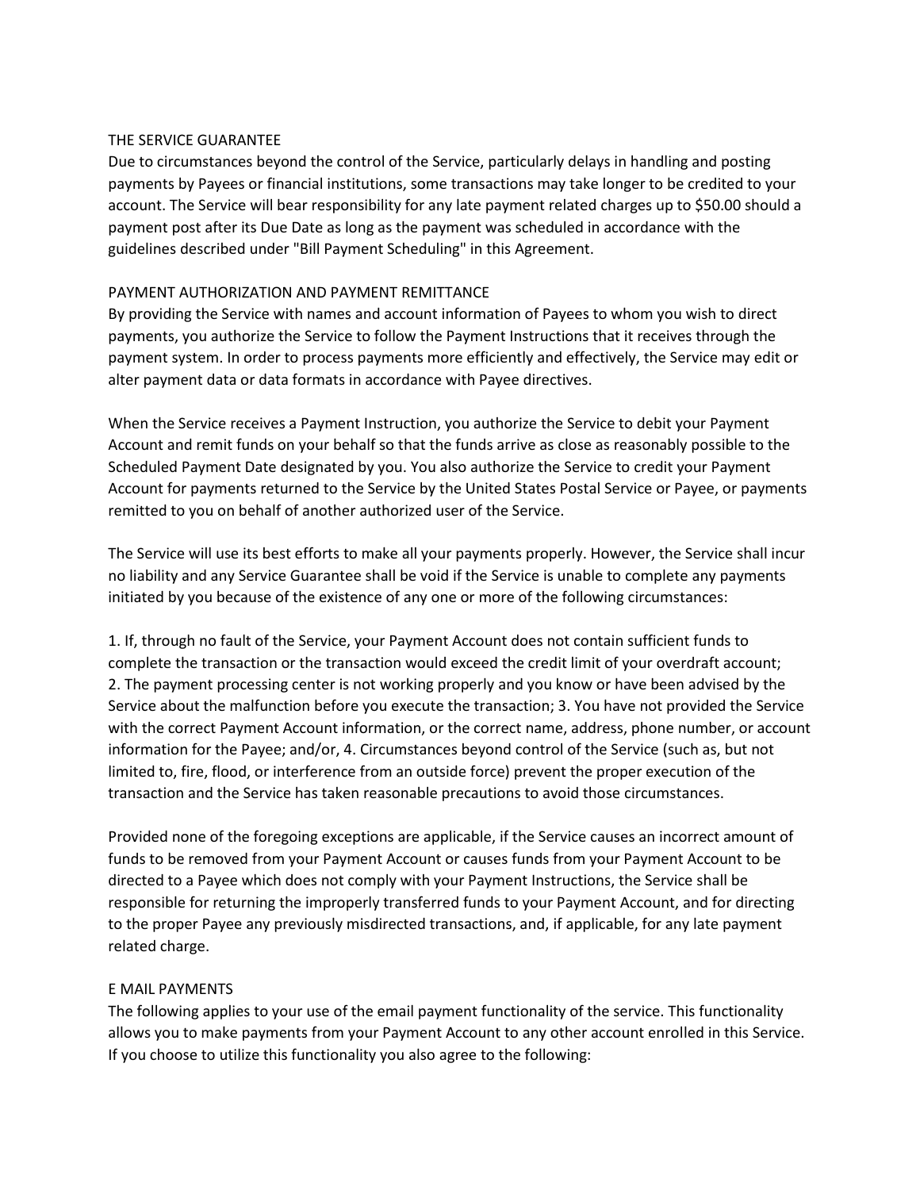## THE SERVICE GUARANTEE

Due to circumstances beyond the control of the Service, particularly delays in handling and posting payments by Payees or financial institutions, some transactions may take longer to be credited to your account. The Service will bear responsibility for any late payment related charges up to $50.00 should a payment post after its Due Date as long as the payment was scheduled in accordance with the guidelines described under "Bill Payment Scheduling" in this Agreement.

## PAYMENT AUTHORIZATION AND PAYMENT REMITTANCE

By providing the Service with names and account information of Payees to whom you wish to direct payments, you authorize the Service to follow the Payment Instructions that it receives through the payment system. In order to process payments more efficiently and effectively, the Service may edit or alter payment data or data formats in accordance with Payee directives.

When the Service receives a Payment Instruction, you authorize the Service to debit your Payment Account and remit funds on your behalf so that the funds arrive as close as reasonably possible to the Scheduled Payment Date designated by you. You also authorize the Service to credit your Payment Account for payments returned to the Service by the United States Postal Service or Payee, or payments remitted to you on behalf of another authorized user of the Service.

The Service will use its best efforts to make all your payments properly. However, the Service shall incur no liability and any Service Guarantee shall be void if the Service is unable to complete any payments initiated by you because of the existence of any one or more of the following circumstances:

1. If, through no fault of the Service, your Payment Account does not contain sufficient funds to complete the transaction or the transaction would exceed the credit limit of your overdraft account;
2. The payment processing center is not working properly and you know or have been advised by the Service about the malfunction before you execute the transaction;
3. You have not provided the Service with the correct Payment Account information, or the correct name, address, phone number, or account information for the Payee; and/or,
4. Circumstances beyond control of the Service (such as, but not limited to, fire, flood, or interference from an outside force) prevent the proper execution of the transaction and the Service has taken reasonable precautions to avoid those circumstances.

Provided none of the foregoing exceptions are applicable, if the Service causes an incorrect amount of funds to be removed from your Payment Account or causes funds from your Payment Account to be directed to a Payee which does not comply with your Payment Instructions, the Service shall be responsible for returning the improperly transferred funds to your Payment Account, and for directing to the proper Payee any previously misdirected transactions, and, if applicable, for any late payment related charge.

## E MAIL PAYMENTS

The following applies to your use of the email payment functionality of the service. This functionality allows you to make payments from your Payment Account to any other account enrolled in this Service. If you choose to utilize this functionality you also agree to the following: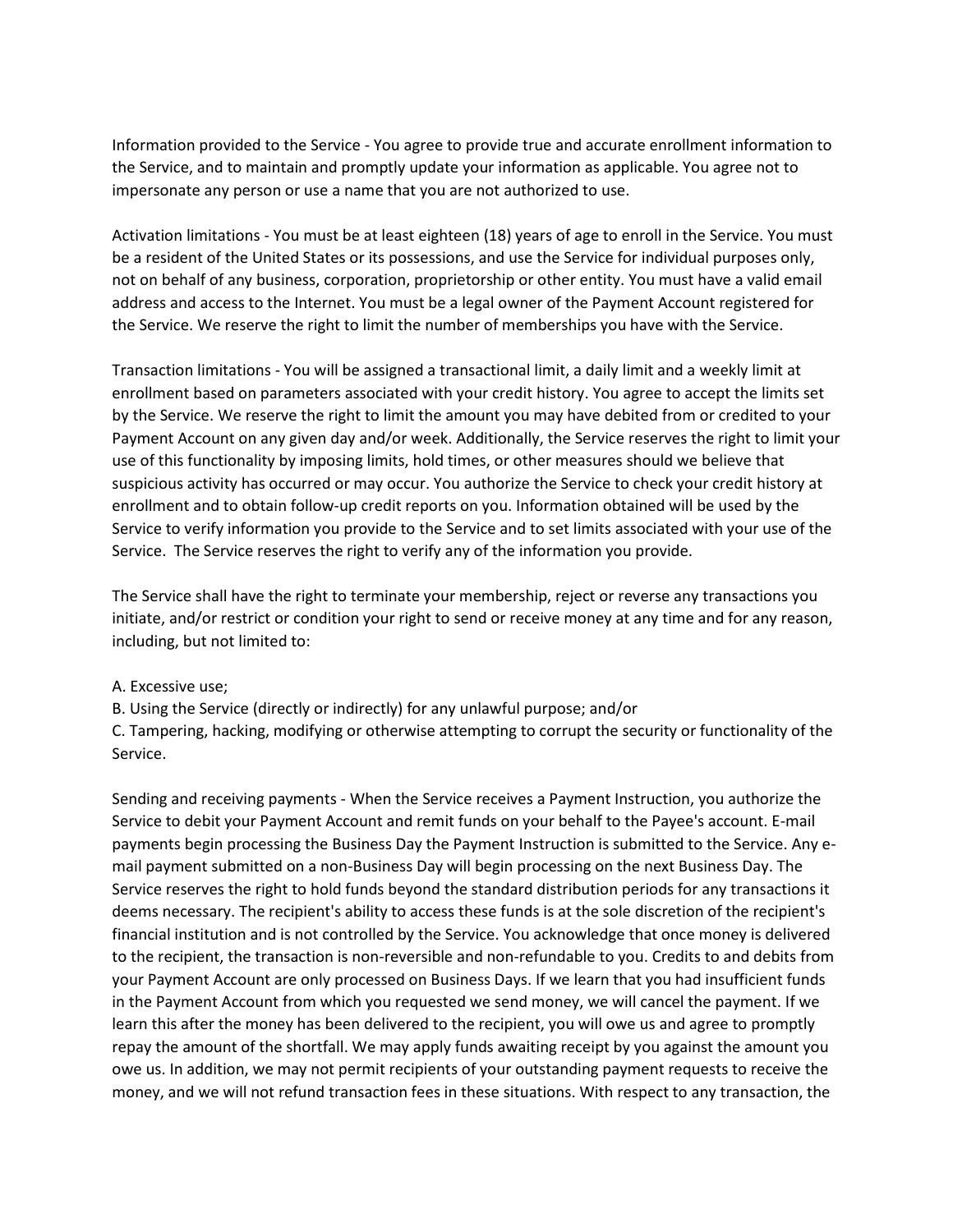Information provided to the Service - You agree to provide true and accurate enrollment information to the Service, and to maintain and promptly update your information as applicable. You agree not to impersonate any person or use a name that you are not authorized to use.

Activation limitations - You must be at least eighteen (18) years of age to enroll in the Service. You must be a resident of the United States or its possessions, and use the Service for individual purposes only, not on behalf of any business, corporation, proprietorship or other entity. You must have a valid email address and access to the Internet. You must be a legal owner of the Payment Account registered for the Service. We reserve the right to limit the number of memberships you have with the Service.

Transaction limitations - You will be assigned a transactional limit, a daily limit and a weekly limit at enrollment based on parameters associated with your credit history. You agree to accept the limits set by the Service. We reserve the right to limit the amount you may have debited from or credited to your Payment Account on any given day and/or week. Additionally, the Service reserves the right to limit your use of this functionality by imposing limits, hold times, or other measures should we believe that suspicious activity has occurred or may occur. You authorize the Service to check your credit history at enrollment and to obtain follow-up credit reports on you. Information obtained will be used by the Service to verify information you provide to the Service and to set limits associated with your use of the Service. The Service reserves the right to verify any of the information you provide.

The Service shall have the right to terminate your membership, reject or reverse any transactions you initiate, and/or restrict or condition your right to send or receive money at any time and for any reason, including, but not limited to:

A. Excessive use;
B. Using the Service (directly or indirectly) for any unlawful purpose; and/or
C. Tampering, hacking, modifying or otherwise attempting to corrupt the security or functionality of the Service.

Sending and receiving payments - When the Service receives a Payment Instruction, you authorize the Service to debit your Payment Account and remit funds on your behalf to the Payee's account. E-mail payments begin processing the Business Day the Payment Instruction is submitted to the Service. Any e-mail payment submitted on a non-Business Day will begin processing on the next Business Day. The Service reserves the right to hold funds beyond the standard distribution periods for any transactions it deems necessary. The recipient's ability to access these funds is at the sole discretion of the recipient's financial institution and is not controlled by the Service. You acknowledge that once money is delivered to the recipient, the transaction is non-reversible and non-refundable to you. Credits to and debits from your Payment Account are only processed on Business Days. If we learn that you had insufficient funds in the Payment Account from which you requested we send money, we will cancel the payment. If we learn this after the money has been delivered to the recipient, you will owe us and agree to promptly repay the amount of the shortfall. We may apply funds awaiting receipt by you against the amount you owe us. In addition, we may not permit recipients of your outstanding payment requests to receive the money, and we will not refund transaction fees in these situations. With respect to any transaction, the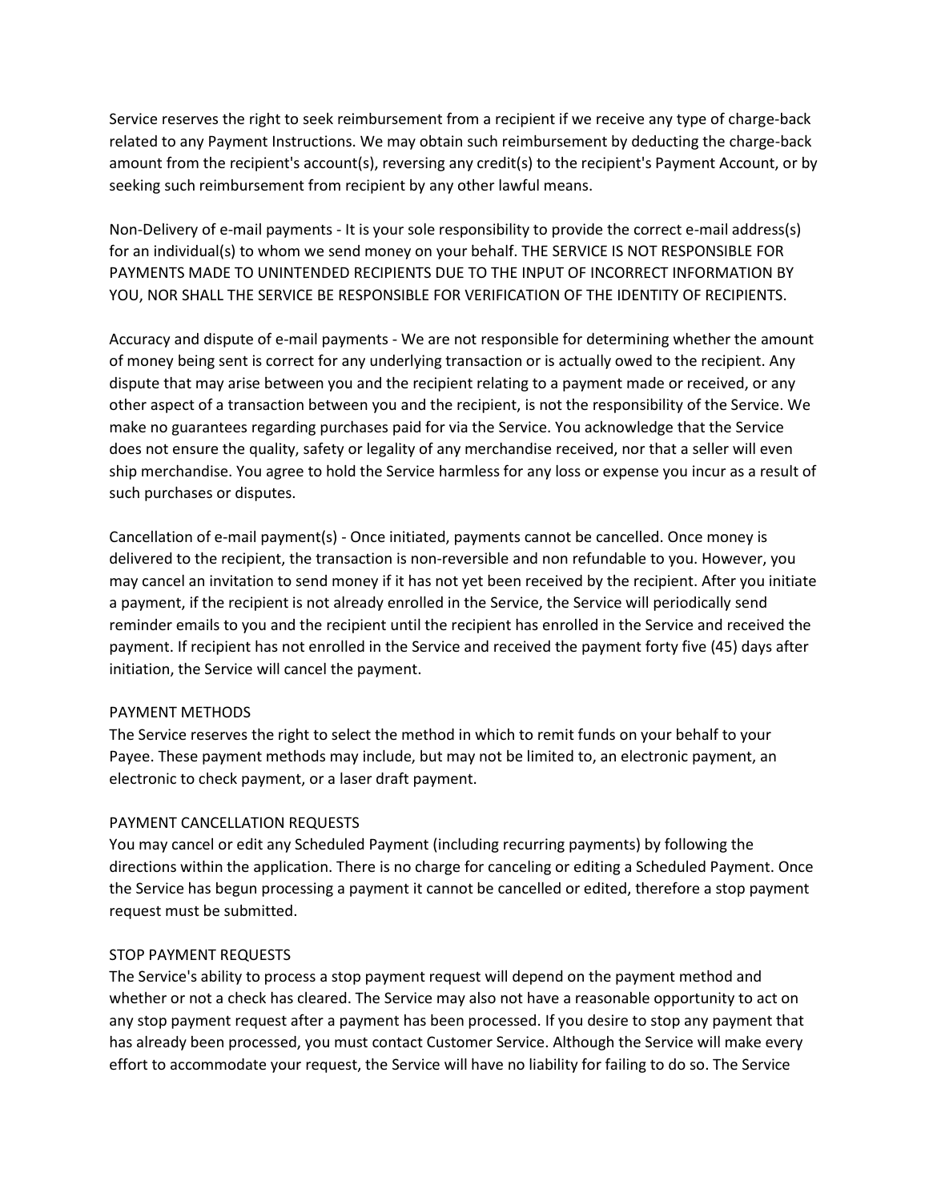Service reserves the right to seek reimbursement from a recipient if we receive any type of charge-back related to any Payment Instructions. We may obtain such reimbursement by deducting the charge-back amount from the recipient's account(s), reversing any credit(s) to the recipient's Payment Account, or by seeking such reimbursement from recipient by any other lawful means.

Non-Delivery of e-mail payments - It is your sole responsibility to provide the correct e-mail address(s) for an individual(s) to whom we send money on your behalf. THE SERVICE IS NOT RESPONSIBLE FOR PAYMENTS MADE TO UNINTENDED RECIPIENTS DUE TO THE INPUT OF INCORRECT INFORMATION BY YOU, NOR SHALL THE SERVICE BE RESPONSIBLE FOR VERIFICATION OF THE IDENTITY OF RECIPIENTS.

Accuracy and dispute of e-mail payments - We are not responsible for determining whether the amount of money being sent is correct for any underlying transaction or is actually owed to the recipient. Any dispute that may arise between you and the recipient relating to a payment made or received, or any other aspect of a transaction between you and the recipient, is not the responsibility of the Service. We make no guarantees regarding purchases paid for via the Service. You acknowledge that the Service does not ensure the quality, safety or legality of any merchandise received, nor that a seller will even ship merchandise. You agree to hold the Service harmless for any loss or expense you incur as a result of such purchases or disputes.

Cancellation of e-mail payment(s) - Once initiated, payments cannot be cancelled. Once money is delivered to the recipient, the transaction is non-reversible and non refundable to you. However, you may cancel an invitation to send money if it has not yet been received by the recipient. After you initiate a payment, if the recipient is not already enrolled in the Service, the Service will periodically send reminder emails to you and the recipient until the recipient has enrolled in the Service and received the payment. If recipient has not enrolled in the Service and received the payment forty five (45) days after initiation, the Service will cancel the payment.

PAYMENT METHODS

The Service reserves the right to select the method in which to remit funds on your behalf to your Payee. These payment methods may include, but may not be limited to, an electronic payment, an electronic to check payment, or a laser draft payment.

PAYMENT CANCELLATION REQUESTS

You may cancel or edit any Scheduled Payment (including recurring payments) by following the directions within the application. There is no charge for canceling or editing a Scheduled Payment. Once the Service has begun processing a payment it cannot be cancelled or edited, therefore a stop payment request must be submitted.

STOP PAYMENT REQUESTS

The Service's ability to process a stop payment request will depend on the payment method and whether or not a check has cleared. The Service may also not have a reasonable opportunity to act on any stop payment request after a payment has been processed. If you desire to stop any payment that has already been processed, you must contact Customer Service. Although the Service will make every effort to accommodate your request, the Service will have no liability for failing to do so. The Service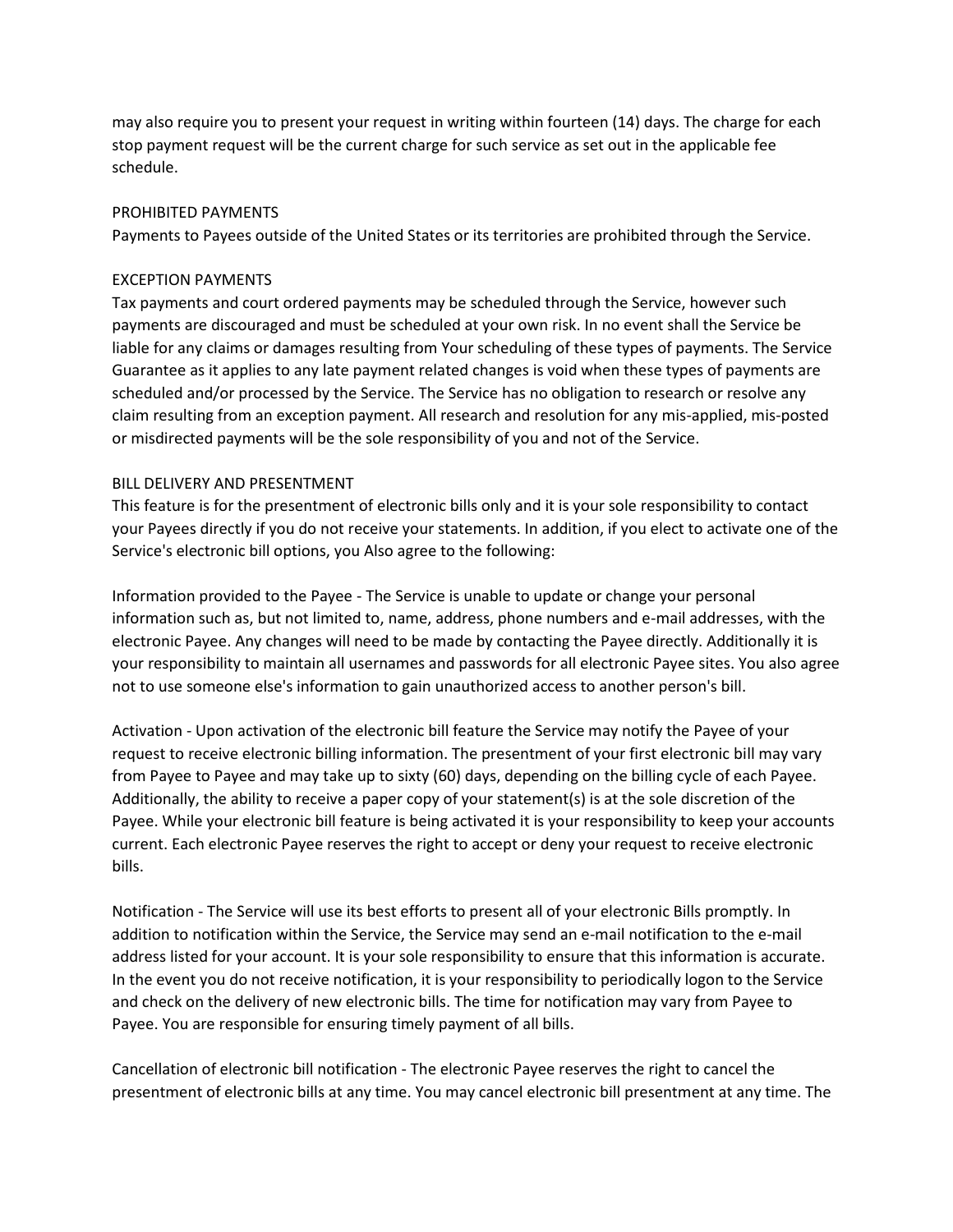may also require you to present your request in writing within fourteen (14) days. The charge for each stop payment request will be the current charge for such service as set out in the applicable fee schedule.

## PROHIBITED PAYMENTS

Payments to Payees outside of the United States or its territories are prohibited through the Service.

## EXCEPTION PAYMENTS

Tax payments and court ordered payments may be scheduled through the Service, however such payments are discouraged and must be scheduled at your own risk. In no event shall the Service be liable for any claims or damages resulting from Your scheduling of these types of payments. The Service Guarantee as it applies to any late payment related changes is void when these types of payments are scheduled and/or processed by the Service. The Service has no obligation to research or resolve any claim resulting from an exception payment. All research and resolution for any mis-applied, mis-posted or misdirected payments will be the sole responsibility of you and not of the Service.

## BILL DELIVERY AND PRESENTMENT

This feature is for the presentment of electronic bills only and it is your sole responsibility to contact your Payees directly if you do not receive your statements. In addition, if you elect to activate one of the Service's electronic bill options, you Also agree to the following:

Information provided to the Payee - The Service is unable to update or change your personal information such as, but not limited to, name, address, phone numbers and e-mail addresses, with the electronic Payee. Any changes will need to be made by contacting the Payee directly. Additionally it is your responsibility to maintain all usernames and passwords for all electronic Payee sites. You also agree not to use someone else's information to gain unauthorized access to another person's bill.

Activation - Upon activation of the electronic bill feature the Service may notify the Payee of your request to receive electronic billing information. The presentment of your first electronic bill may vary from Payee to Payee and may take up to sixty (60) days, depending on the billing cycle of each Payee. Additionally, the ability to receive a paper copy of your statement(s) is at the sole discretion of the Payee. While your electronic bill feature is being activated it is your responsibility to keep your accounts current. Each electronic Payee reserves the right to accept or deny your request to receive electronic bills.

Notification - The Service will use its best efforts to present all of your electronic Bills promptly. In addition to notification within the Service, the Service may send an e-mail notification to the e-mail address listed for your account. It is your sole responsibility to ensure that this information is accurate. In the event you do not receive notification, it is your responsibility to periodically logon to the Service and check on the delivery of new electronic bills. The time for notification may vary from Payee to Payee. You are responsible for ensuring timely payment of all bills.

Cancellation of electronic bill notification - The electronic Payee reserves the right to cancel the presentment of electronic bills at any time. You may cancel electronic bill presentment at any time. The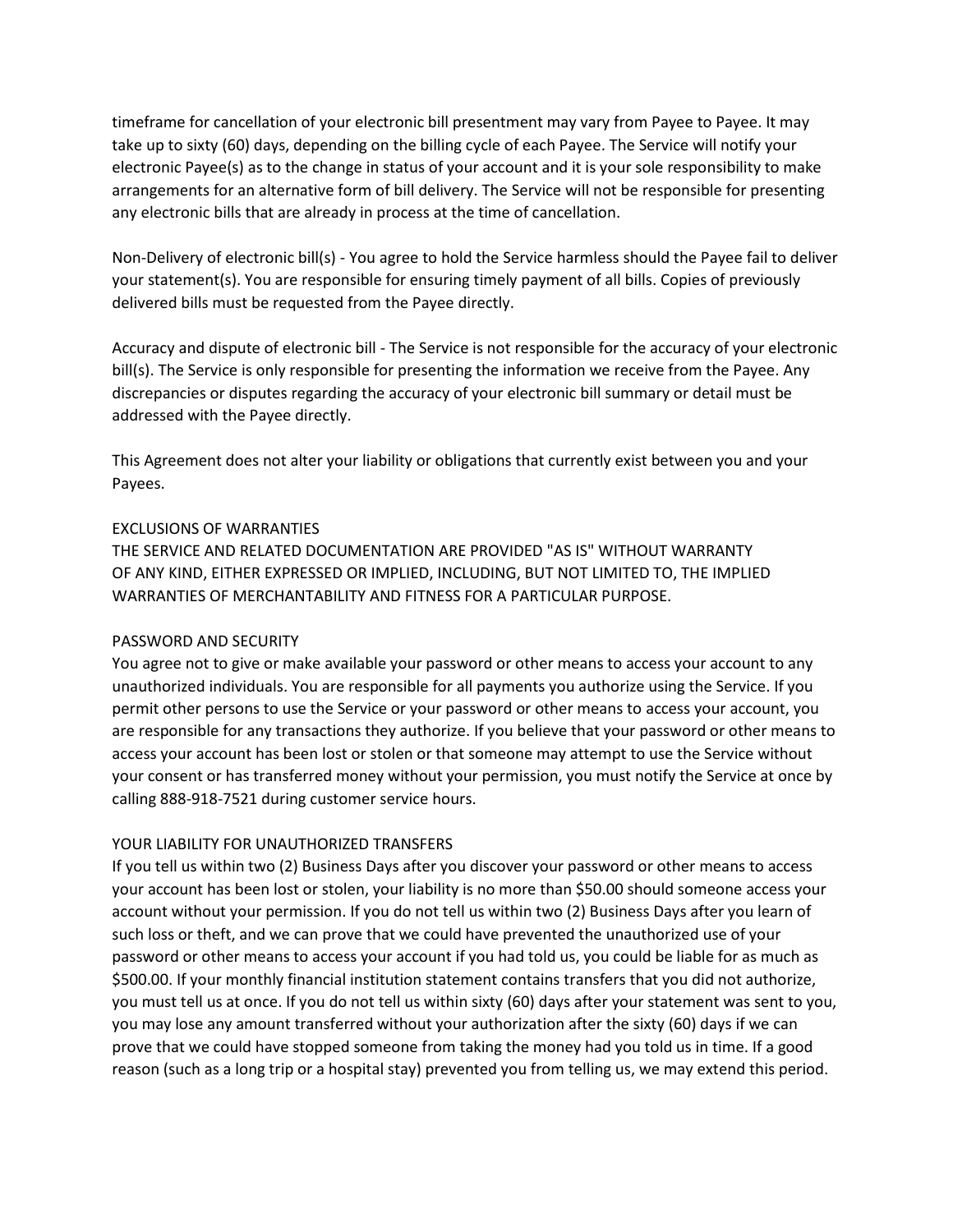timeframe for cancellation of your electronic bill presentment may vary from Payee to Payee. It may take up to sixty (60) days, depending on the billing cycle of each Payee. The Service will notify your electronic Payee(s) as to the change in status of your account and it is your sole responsibility to make arrangements for an alternative form of bill delivery. The Service will not be responsible for presenting any electronic bills that are already in process at the time of cancellation.

Non-Delivery of electronic bill(s) - You agree to hold the Service harmless should the Payee fail to deliver your statement(s). You are responsible for ensuring timely payment of all bills. Copies of previously delivered bills must be requested from the Payee directly.

Accuracy and dispute of electronic bill - The Service is not responsible for the accuracy of your electronic bill(s). The Service is only responsible for presenting the information we receive from the Payee. Any discrepancies or disputes regarding the accuracy of your electronic bill summary or detail must be addressed with the Payee directly.

This Agreement does not alter your liability or obligations that currently exist between you and your Payees.

## EXCLUSIONS OF WARRANTIES

THE SERVICE AND RELATED DOCUMENTATION ARE PROVIDED "AS IS" WITHOUT WARRANTY OF ANY KIND, EITHER EXPRESSED OR IMPLIED, INCLUDING, BUT NOT LIMITED TO, THE IMPLIED WARRANTIES OF MERCHANTABILITY AND FITNESS FOR A PARTICULAR PURPOSE.

## PASSWORD AND SECURITY

You agree not to give or make available your password or other means to access your account to any unauthorized individuals. You are responsible for all payments you authorize using the Service. If you permit other persons to use the Service or your password or other means to access your account, you are responsible for any transactions they authorize. If you believe that your password or other means to access your account has been lost or stolen or that someone may attempt to use the Service without your consent or has transferred money without your permission, you must notify the Service at once by calling 888-918-7521 during customer service hours.

## YOUR LIABILITY FOR UNAUTHORIZED TRANSFERS

If you tell us within two (2) Business Days after you discover your password or other means to access your account has been lost or stolen, your liability is no more than $50.00 should someone access your account without your permission. If you do not tell us within two (2) Business Days after you learn of such loss or theft, and we can prove that we could have prevented the unauthorized use of your password or other means to access your account if you had told us, you could be liable for as much as $500.00. If your monthly financial institution statement contains transfers that you did not authorize, you must tell us at once. If you do not tell us within sixty (60) days after your statement was sent to you, you may lose any amount transferred without your authorization after the sixty (60) days if we can prove that we could have stopped someone from taking the money had you told us in time. If a good reason (such as a long trip or a hospital stay) prevented you from telling us, we may extend this period.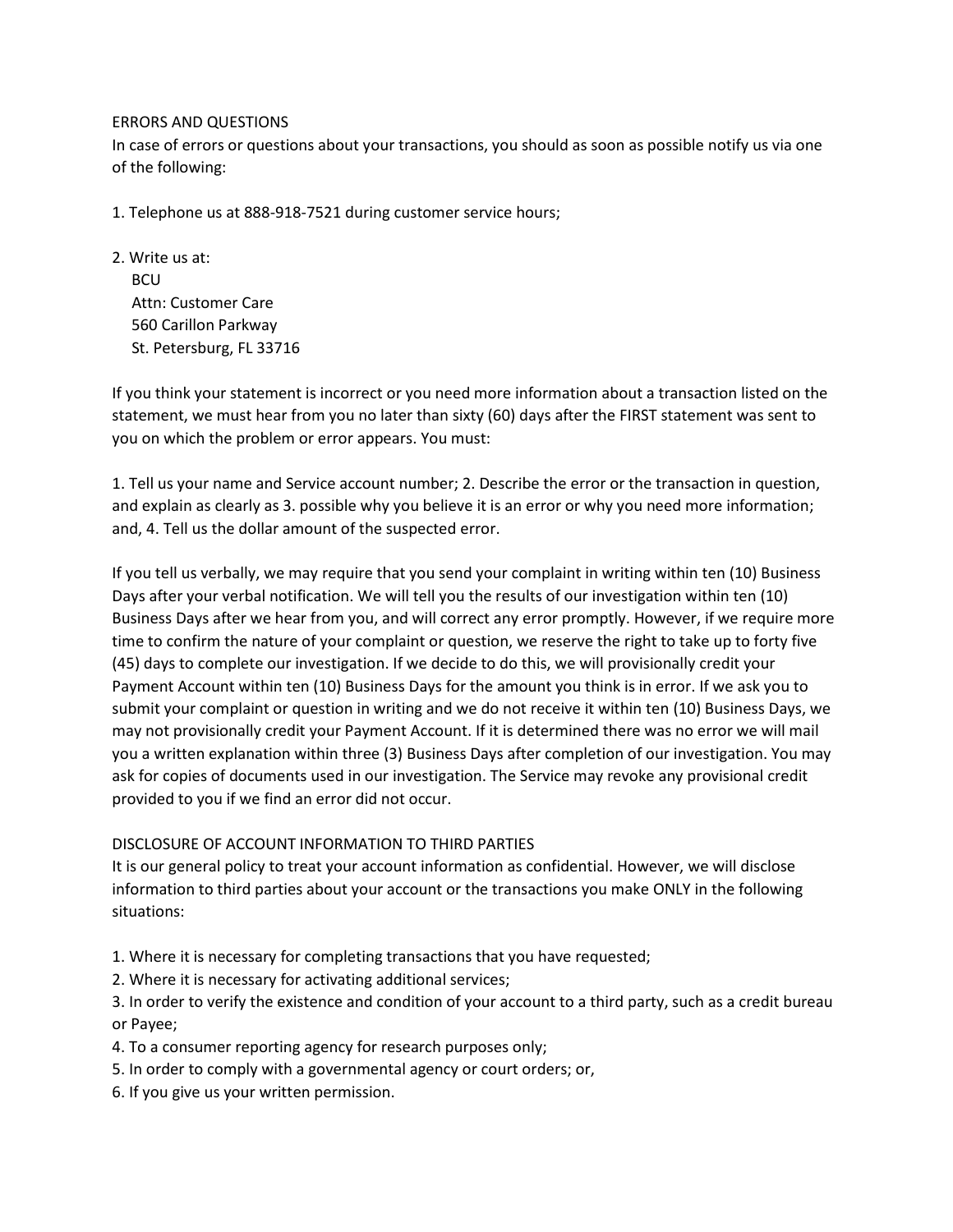## ERRORS AND QUESTIONS

In case of errors or questions about your transactions, you should as soon as possible notify us via one of the following:

1. Telephone us at 888-918-7521 during customer service hours;

2. Write us at:
   BCU
   Attn: Customer Care
   560 Carillon Parkway
   St. Petersburg, FL 33716

If you think your statement is incorrect or you need more information about a transaction listed on the statement, we must hear from you no later than sixty (60) days after the FIRST statement was sent to you on which the problem or error appears. You must:

1. Tell us your name and Service account number; 2. Describe the error or the transaction in question, and explain as clearly as 3. possible why you believe it is an error or why you need more information; and, 4. Tell us the dollar amount of the suspected error.

If you tell us verbally, we may require that you send your complaint in writing within ten (10) Business Days after your verbal notification. We will tell you the results of our investigation within ten (10) Business Days after we hear from you, and will correct any error promptly. However, if we require more time to confirm the nature of your complaint or question, we reserve the right to take up to forty five (45) days to complete our investigation. If we decide to do this, we will provisionally credit your Payment Account within ten (10) Business Days for the amount you think is in error. If we ask you to submit your complaint or question in writing and we do not receive it within ten (10) Business Days, we may not provisionally credit your Payment Account. If it is determined there was no error we will mail you a written explanation within three (3) Business Days after completion of our investigation. You may ask for copies of documents used in our investigation. The Service may revoke any provisional credit provided to you if we find an error did not occur.

## DISCLOSURE OF ACCOUNT INFORMATION TO THIRD PARTIES

It is our general policy to treat your account information as confidential. However, we will disclose information to third parties about your account or the transactions you make ONLY in the following situations:

1. Where it is necessary for completing transactions that you have requested;
2. Where it is necessary for activating additional services;
3. In order to verify the existence and condition of your account to a third party, such as a credit bureau or Payee;
4. To a consumer reporting agency for research purposes only;
5. In order to comply with a governmental agency or court orders; or,
6. If you give us your written permission.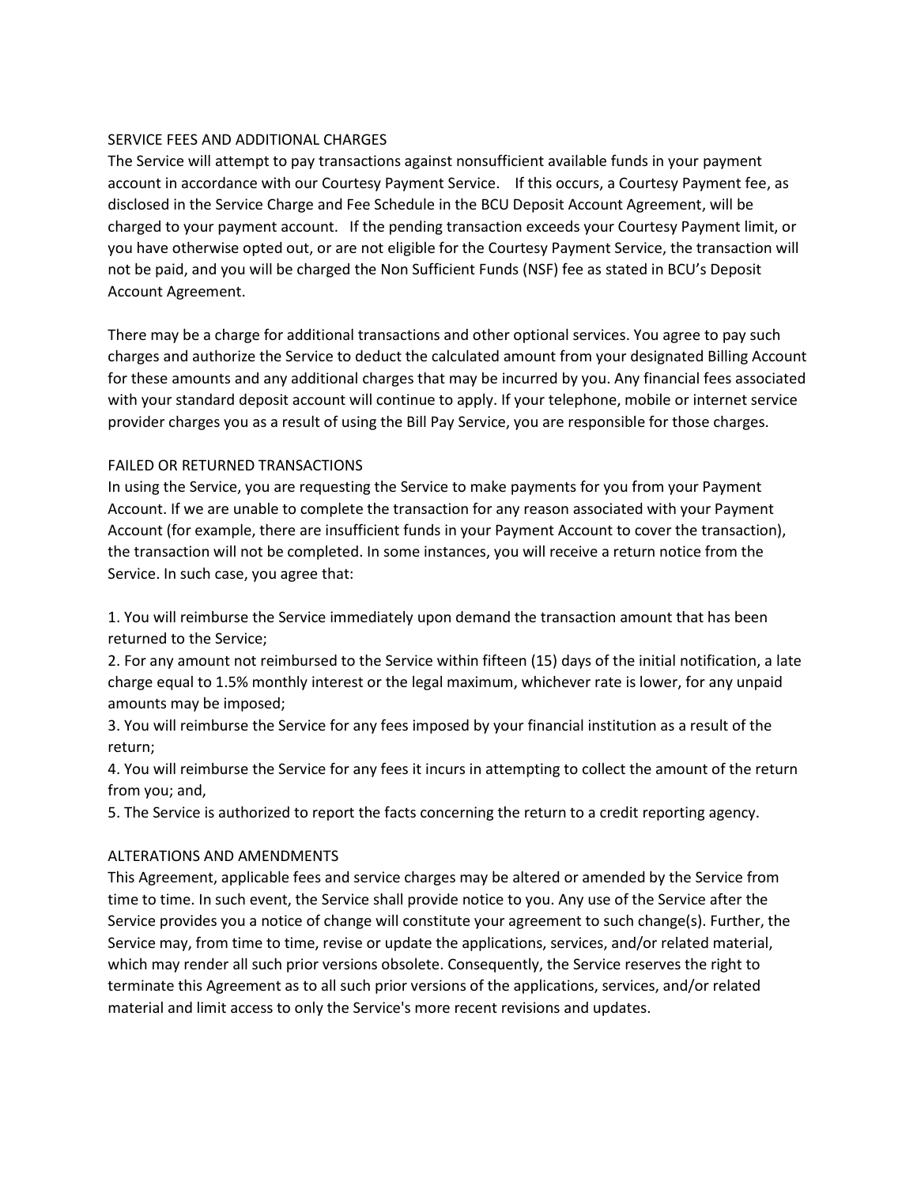## SERVICE FEES AND ADDITIONAL CHARGES

The Service will attempt to pay transactions against nonsufficient available funds in your payment account in accordance with our Courtesy Payment Service. If this occurs, a Courtesy Payment fee, as disclosed in the Service Charge and Fee Schedule in the BCU Deposit Account Agreement, will be charged to your payment account. If the pending transaction exceeds your Courtesy Payment limit, or you have otherwise opted out, or are not eligible for the Courtesy Payment Service, the transaction will not be paid, and you will be charged the Non Sufficient Funds (NSF) fee as stated in BCU's Deposit Account Agreement.

There may be a charge for additional transactions and other optional services. You agree to pay such charges and authorize the Service to deduct the calculated amount from your designated Billing Account for these amounts and any additional charges that may be incurred by you. Any financial fees associated with your standard deposit account will continue to apply. If your telephone, mobile or internet service provider charges you as a result of using the Bill Pay Service, you are responsible for those charges.

## FAILED OR RETURNED TRANSACTIONS

In using the Service, you are requesting the Service to make payments for you from your Payment Account. If we are unable to complete the transaction for any reason associated with your Payment Account (for example, there are insufficient funds in your Payment Account to cover the transaction), the transaction will not be completed. In some instances, you will receive a return notice from the Service. In such case, you agree that:

1. You will reimburse the Service immediately upon demand the transaction amount that has been returned to the Service;
2. For any amount not reimbursed to the Service within fifteen (15) days of the initial notification, a late charge equal to 1.5% monthly interest or the legal maximum, whichever rate is lower, for any unpaid amounts may be imposed;
3. You will reimburse the Service for any fees imposed by your financial institution as a result of the return;
4. You will reimburse the Service for any fees it incurs in attempting to collect the amount of the return from you; and,
5. The Service is authorized to report the facts concerning the return to a credit reporting agency.

## ALTERATIONS AND AMENDMENTS

This Agreement, applicable fees and service charges may be altered or amended by the Service from time to time. In such event, the Service shall provide notice to you. Any use of the Service after the Service provides you a notice of change will constitute your agreement to such change(s). Further, the Service may, from time to time, revise or update the applications, services, and/or related material, which may render all such prior versions obsolete. Consequently, the Service reserves the right to terminate this Agreement as to all such prior versions of the applications, services, and/or related material and limit access to only the Service's more recent revisions and updates.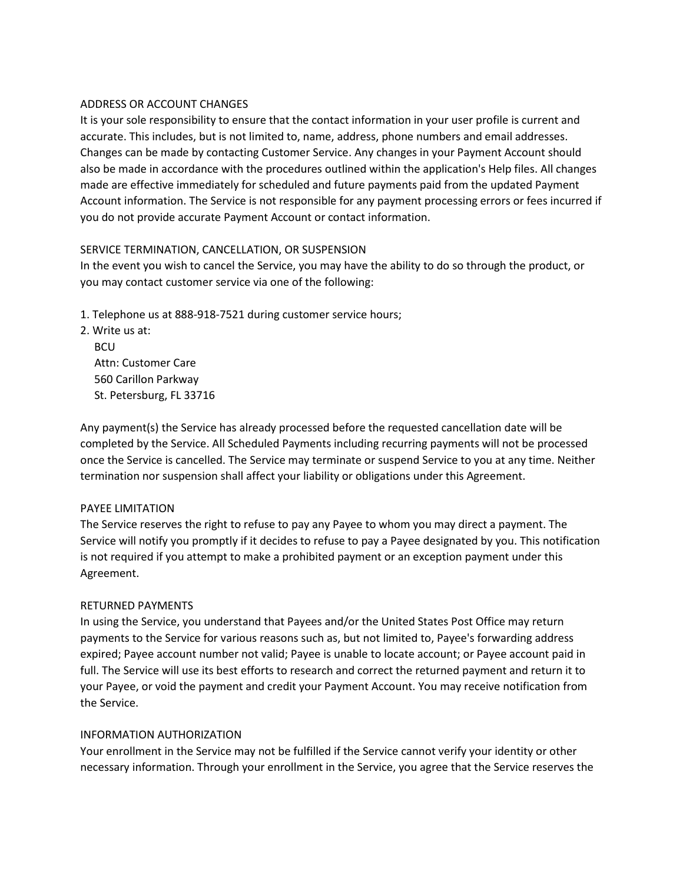## ADDRESS OR ACCOUNT CHANGES

It is your sole responsibility to ensure that the contact information in your user profile is current and accurate. This includes, but is not limited to, name, address, phone numbers and email addresses. Changes can be made by contacting Customer Service. Any changes in your Payment Account should also be made in accordance with the procedures outlined within the application's Help files. All changes made are effective immediately for scheduled and future payments paid from the updated Payment Account information. The Service is not responsible for any payment processing errors or fees incurred if you do not provide accurate Payment Account or contact information.

## SERVICE TERMINATION, CANCELLATION, OR SUSPENSION

In the event you wish to cancel the Service, you may have the ability to do so through the product, or you may contact customer service via one of the following:

1. Telephone us at 888-918-7521 during customer service hours;
2. Write us at:
   BCU
   Attn: Customer Care
   560 Carillon Parkway
   St. Petersburg, FL 33716

Any payment(s) the Service has already processed before the requested cancellation date will be completed by the Service. All Scheduled Payments including recurring payments will not be processed once the Service is cancelled. The Service may terminate or suspend Service to you at any time. Neither termination nor suspension shall affect your liability or obligations under this Agreement.

## PAYEE LIMITATION

The Service reserves the right to refuse to pay any Payee to whom you may direct a payment. The Service will notify you promptly if it decides to refuse to pay a Payee designated by you. This notification is not required if you attempt to make a prohibited payment or an exception payment under this Agreement.

## RETURNED PAYMENTS

In using the Service, you understand that Payees and/or the United States Post Office may return payments to the Service for various reasons such as, but not limited to, Payee's forwarding address expired; Payee account number not valid; Payee is unable to locate account; or Payee account paid in full. The Service will use its best efforts to research and correct the returned payment and return it to your Payee, or void the payment and credit your Payment Account. You may receive notification from the Service.

## INFORMATION AUTHORIZATION

Your enrollment in the Service may not be fulfilled if the Service cannot verify your identity or other necessary information. Through your enrollment in the Service, you agree that the Service reserves the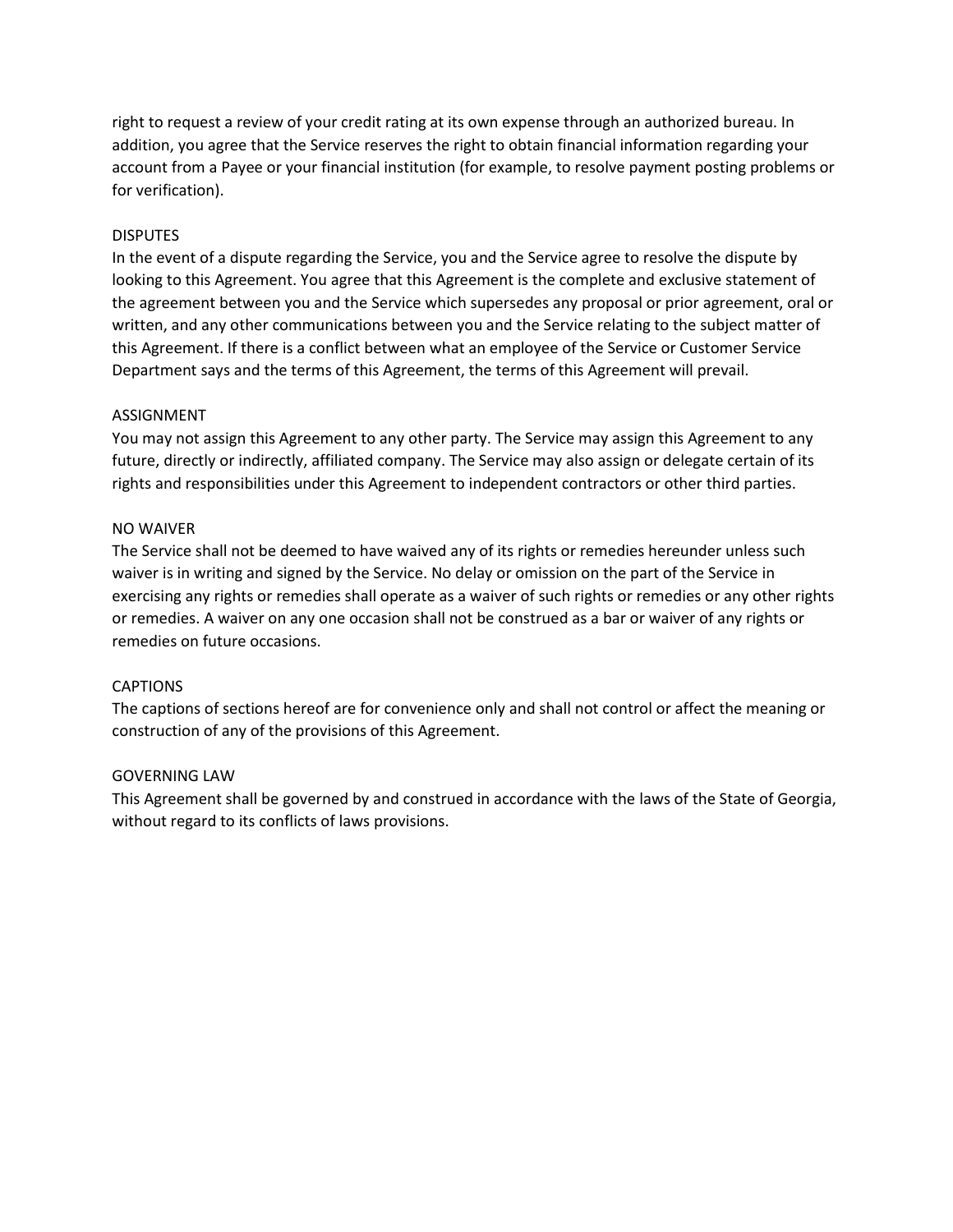right to request a review of your credit rating at its own expense through an authorized bureau. In addition, you agree that the Service reserves the right to obtain financial information regarding your account from a Payee or your financial institution (for example, to resolve payment posting problems or for verification).

## DISPUTES

In the event of a dispute regarding the Service, you and the Service agree to resolve the dispute by looking to this Agreement. You agree that this Agreement is the complete and exclusive statement of the agreement between you and the Service which supersedes any proposal or prior agreement, oral or written, and any other communications between you and the Service relating to the subject matter of this Agreement. If there is a conflict between what an employee of the Service or Customer Service Department says and the terms of this Agreement, the terms of this Agreement will prevail.

## ASSIGNMENT

You may not assign this Agreement to any other party. The Service may assign this Agreement to any future, directly or indirectly, affiliated company. The Service may also assign or delegate certain of its rights and responsibilities under this Agreement to independent contractors or other third parties.

## NO WAIVER

The Service shall not be deemed to have waived any of its rights or remedies hereunder unless such waiver is in writing and signed by the Service. No delay or omission on the part of the Service in exercising any rights or remedies shall operate as a waiver of such rights or remedies or any other rights or remedies. A waiver on any one occasion shall not be construed as a bar or waiver of any rights or remedies on future occasions.

## CAPTIONS

The captions of sections hereof are for convenience only and shall not control or affect the meaning or construction of any of the provisions of this Agreement.

## GOVERNING LAW

This Agreement shall be governed by and construed in accordance with the laws of the State of Georgia, without regard to its conflicts of laws provisions.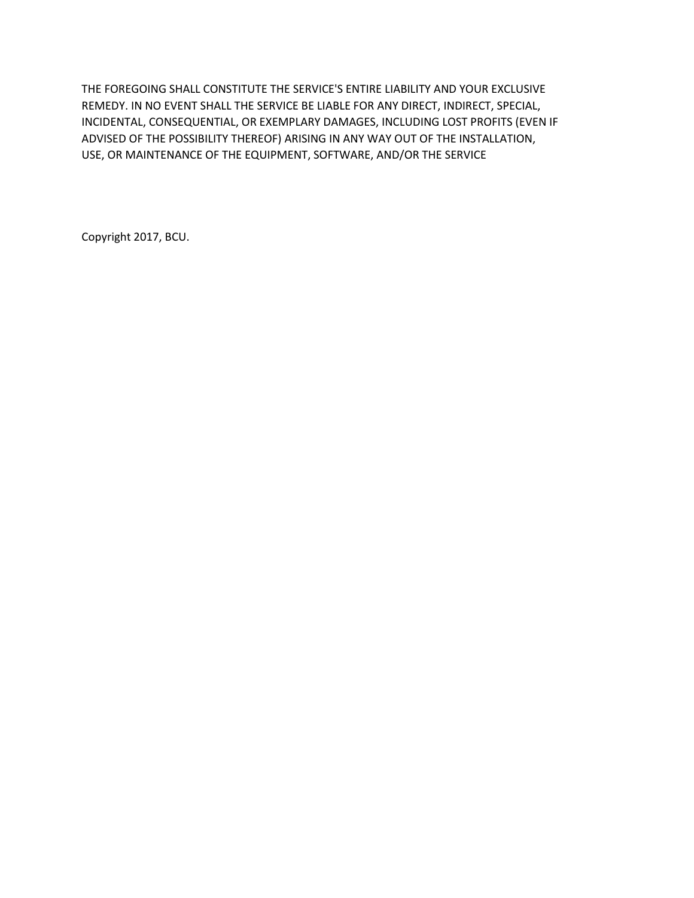THE FOREGOING SHALL CONSTITUTE THE SERVICE'S ENTIRE LIABILITY AND YOUR EXCLUSIVE REMEDY. IN NO EVENT SHALL THE SERVICE BE LIABLE FOR ANY DIRECT, INDIRECT, SPECIAL, INCIDENTAL, CONSEQUENTIAL, OR EXEMPLARY DAMAGES, INCLUDING LOST PROFITS (EVEN IF ADVISED OF THE POSSIBILITY THEREOF) ARISING IN ANY WAY OUT OF THE INSTALLATION, USE, OR MAINTENANCE OF THE EQUIPMENT, SOFTWARE, AND/OR THE SERVICE

Copyright 2017, BCU.